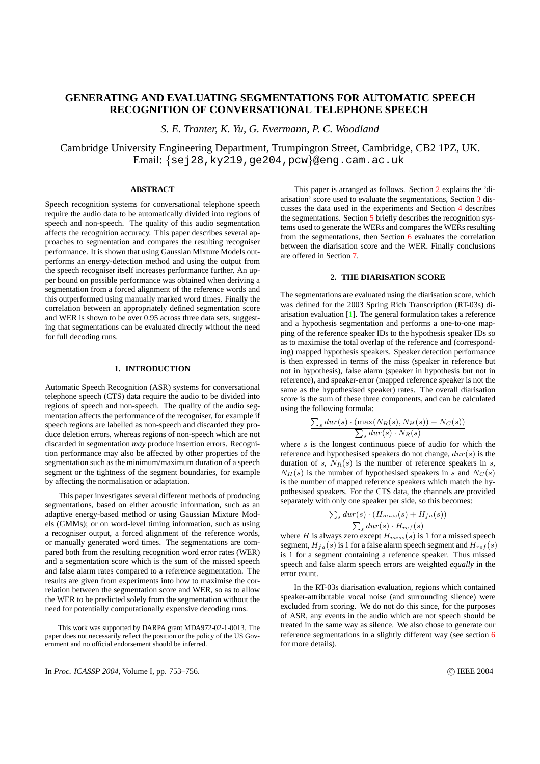# GENERATING AND EVALUATING SEGMENTATIONS FOR AUTOMATIC SPEECH RECOGNITION OF CONVERSATIONAL TELEPHONE SPEECH

*S. E. Tranter, K. Yu, G. Evermann, P. C. Woodland*

Cambridge University Engineering Department, Trumpington Street, Cambridge, CB2 1PZ, UK.
Email: {sej28,ky219,ge204,pcw}@eng.cam.ac.uk

## ABSTRACT

Speech recognition systems for conversational telephone speech require the audio data to be automatically divided into regions of speech and non-speech. The quality of this audio segmentation affects the recognition accuracy. This paper describes several approaches to segmentation and compares the resulting recogniser performance. It is shown that using Gaussian Mixture Models outperforms an energy-detection method and using the output from the speech recogniser itself increases performance further. An upper bound on possible performance was obtained when deriving a segmentation from a forced alignment of the reference words and this outperformed using manually marked word times. Finally the correlation between an appropriately defined segmentation score and WER is shown to be over 0.95 across three data sets, suggesting that segmentations can be evaluated directly without the need for full decoding runs.

## 1. INTRODUCTION

Automatic Speech Recognition (ASR) systems for conversational telephone speech (CTS) data require the audio to be divided into regions of speech and non-speech. The quality of the audio segmentation affects the performance of the recogniser, for example if speech regions are labelled as non-speech and discarded they produce deletion errors, whereas regions of non-speech which are not discarded in segmentation *may* produce insertion errors. Recognition performance may also be affected by other properties of the segmentation such as the minimum/maximum duration of a speech segment or the tightness of the segment boundaries, for example by affecting the normalisation or adaptation.

This paper investigates several different methods of producing segmentations, based on either acoustic information, such as an adaptive energy-based method or using Gaussian Mixture Models (GMMs); or on word-level timing information, such as using a recogniser output, a forced alignment of the reference words, or manually generated word times. The segmentations are compared both from the resulting recognition word error rates (WER) and a segmentation score which is the sum of the missed speech and false alarm rates compared to a reference segmentation. The results are given from experiments into how to maximise the correlation between the segmentation score and WER, so as to allow the WER to be predicted solely from the segmentation without the need for potentially computationally expensive decoding runs.

This work was supported by DARPA grant MDA972-02-1-0013. The paper does not necessarily reflect the position or the policy of the US Government and no official endorsement should be inferred.

This paper is arranged as follows. Section 2 explains the 'diarisation' score used to evaluate the segmentations, Section 3 discusses the data used in the experiments and Section 4 describes the segmentations. Section 5 briefly describes the recognition systems used to generate the WERs and compares the WERs resulting from the segmentations, then Section 6 evaluates the correlation between the diarisation score and the WER. Finally conclusions are offered in Section 7.

## 2. THE DIARISATION SCORE

The segmentations are evaluated using the diarisation score, which was defined for the 2003 Spring Rich Transcription (RT-03s) diarisation evaluation [1]. The general formulation takes a reference and a hypothesis segmentation and performs a one-to-one mapping of the reference speaker IDs to the hypothesis speaker IDs so as to maximise the total overlap of the reference and (corresponding) mapped hypothesis speakers. Speaker detection performance is then expressed in terms of the miss (speaker in reference but not in hypothesis), false alarm (speaker in hypothesis but not in reference), and speaker-error (mapped reference speaker is not the same as the hypothesised speaker) rates. The overall diarisation score is the sum of these three components, and can be calculated using the following formula:

$$\frac{\sum_s dur(s) \cdot (\max(N_R(s), N_H(s)) - N_C(s))}{\sum_s dur(s) \cdot N_R(s)}$$

where $s$ is the longest continuous piece of audio for which the reference and hypothesised speakers do not change, $dur(s)$ is the duration of $s$, $N_R(s)$ is the number of reference speakers in $s$, $N_H(s)$ is the number of hypothesised speakers in $s$ and $N_C(s)$ is the number of mapped reference speakers which match the hypothesised speakers. For the CTS data, the channels are provided separately with only one speaker per side, so this becomes:

$$\frac{\sum_s dur(s) \cdot (H_{miss}(s) + H_{fa}(s))}{\sum_s dur(s) \cdot H_{ref}(s)}$$

where $H$ is always zero except $H_{miss}(s)$ is 1 for a missed speech segment, $H_{fa}(s)$ is 1 for a false alarm speech segment and $H_{ref}(s)$ is 1 for a segment containing a reference speaker. Thus missed speech and false alarm speech errors are weighted *equally* in the error count.

In the RT-03s diarisation evaluation, regions which contained speaker-attributable vocal noise (and surrounding silence) were excluded from scoring. We do not do this since, for the purposes of ASR, any events in the audio which are not speech should be treated in the same way as silence. We also chose to generate our reference segmentations in a slightly different way (see section 6 for more details).

In *Proc. ICASSP 2004*, Volume I, pp. 753–756. © IEEE 2004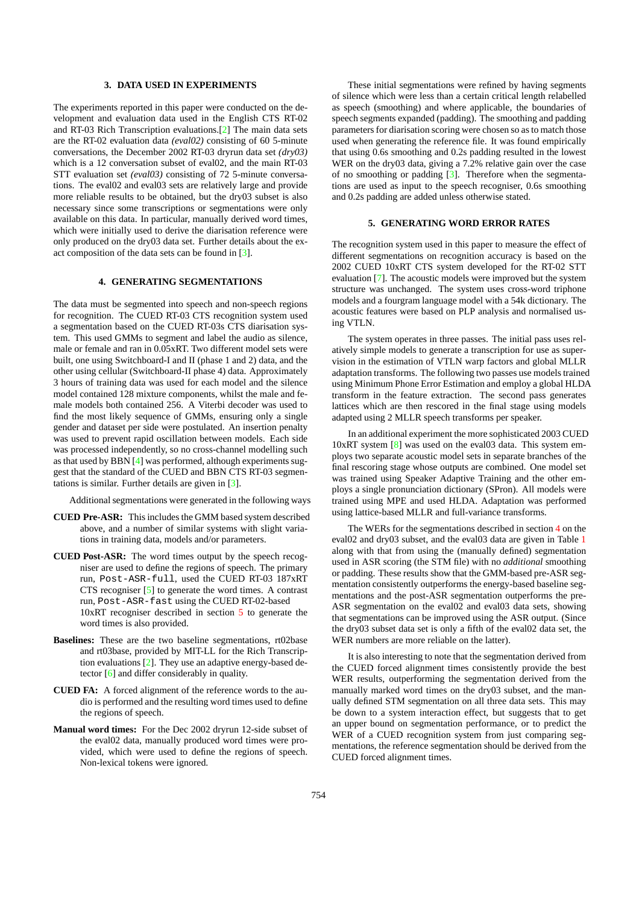## 3. DATA USED IN EXPERIMENTS

The experiments reported in this paper were conducted on the development and evaluation data used in the English CTS RT-02 and RT-03 Rich Transcription evaluations.[2] The main data sets are the RT-02 evaluation data *(eval02)* consisting of 60 5-minute conversations, the December 2002 RT-03 dryrun data set *(dry03)* which is a 12 conversation subset of eval02, and the main RT-03 STT evaluation set *(eval03)* consisting of 72 5-minute conversations. The eval02 and eval03 sets are relatively large and provide more reliable results to be obtained, but the dry03 subset is also necessary since some transcriptions or segmentations were only available on this data. In particular, manually derived word times, which were initially used to derive the diarisation reference were only produced on the dry03 data set. Further details about the exact composition of the data sets can be found in [3].

## 4. GENERATING SEGMENTATIONS

The data must be segmented into speech and non-speech regions for recognition. The CUED RT-03 CTS recognition system used a segmentation based on the CUED RT-03s CTS diarisation system. This used GMMs to segment and label the audio as silence, male or female and ran in 0.05xRT. Two different model sets were built, one using Switchboard-I and II (phase 1 and 2) data, and the other using cellular (Switchboard-II phase 4) data. Approximately 3 hours of training data was used for each model and the silence model contained 128 mixture components, whilst the male and female models both contained 256. A Viterbi decoder was used to find the most likely sequence of GMMs, ensuring only a single gender and dataset per side were postulated. An insertion penalty was used to prevent rapid oscillation between models. Each side was processed independently, so no cross-channel modelling such as that used by BBN [4] was performed, although experiments suggest that the standard of the CUED and BBN CTS RT-03 segmentations is similar. Further details are given in [3].

Additional segmentations were generated in the following ways

**CUED Pre-ASR:** This includes the GMM based system described above, and a number of similar systems with slight variations in training data, models and/or parameters.

**CUED Post-ASR:** The word times output by the speech recogniser are used to define the regions of speech. The primary run, `Post-ASR-full`, used the CUED RT-03 187xRT CTS recogniser [5] to generate the word times. A contrast run, `Post-ASR-fast` using the CUED RT-02-based 10xRT recogniser described in section 5 to generate the word times is also provided.

**Baselines:** These are the two baseline segmentations, rt02base and rt03base, provided by MIT-LL for the Rich Transcription evaluations [2]. They use an adaptive energy-based detector [6] and differ considerably in quality.

**CUED FA:** A forced alignment of the reference words to the audio is performed and the resulting word times used to define the regions of speech.

**Manual word times:** For the Dec 2002 dryrun 12-side subset of the eval02 data, manually produced word times were provided, which were used to define the regions of speech. Non-lexical tokens were ignored.

These initial segmentations were refined by having segments of silence which were less than a certain critical length relabelled as speech (smoothing) and where applicable, the boundaries of speech segments expanded (padding). The smoothing and padding parameters for diarisation scoring were chosen so as to match those used when generating the reference file. It was found empirically that using 0.6s smoothing and 0.2s padding resulted in the lowest WER on the dry03 data, giving a 7.2% relative gain over the case of no smoothing or padding [3]. Therefore when the segmentations are used as input to the speech recogniser, 0.6s smoothing and 0.2s padding are added unless otherwise stated.

## 5. GENERATING WORD ERROR RATES

The recognition system used in this paper to measure the effect of different segmentations on recognition accuracy is based on the 2002 CUED 10xRT CTS system developed for the RT-02 STT evaluation [7]. The acoustic models were improved but the system structure was unchanged. The system uses cross-word triphone models and a fourgram language model with a 54k dictionary. The acoustic features were based on PLP analysis and normalised using VTLN.

The system operates in three passes. The initial pass uses relatively simple models to generate a transcription for use as supervision in the estimation of VTLN warp factors and global MLLR adaptation transforms. The following two passes use models trained using Minimum Phone Error Estimation and employ a global HLDA transform in the feature extraction. The second pass generates lattices which are then rescored in the final stage using models adapted using 2 MLLR speech transforms per speaker.

In an additional experiment the more sophisticated 2003 CUED 10xRT system [8] was used on the eval03 data. This system employs two separate acoustic model sets in separate branches of the final rescoring stage whose outputs are combined. One model set was trained using Speaker Adaptive Training and the other employs a single pronunciation dictionary (SPron). All models were trained using MPE and used HLDA. Adaptation was performed using lattice-based MLLR and full-variance transforms.

The WERs for the segmentations described in section 4 on the eval02 and dry03 subset, and the eval03 data are given in Table 1 along with that from using the (manually defined) segmentation used in ASR scoring (the STM file) with no *additional* smoothing or padding. These results show that the GMM-based pre-ASR segmentation consistently outperforms the energy-based baseline segmentations and the post-ASR segmentation outperforms the pre-ASR segmentation on the eval02 and eval03 data sets, showing that segmentations can be improved using the ASR output. (Since the dry03 subset data set is only a fifth of the eval02 data set, the WER numbers are more reliable on the latter).

It is also interesting to note that the segmentation derived from the CUED forced alignment times consistently provide the best WER results, outperforming the segmentation derived from the manually marked word times on the dry03 subset, and the manually defined STM segmentation on all three data sets. This may be down to a system interaction effect, but suggests that to get an upper bound on segmentation performance, or to predict the WER of a CUED recognition system from just comparing segmentations, the reference segmentation should be derived from the CUED forced alignment times.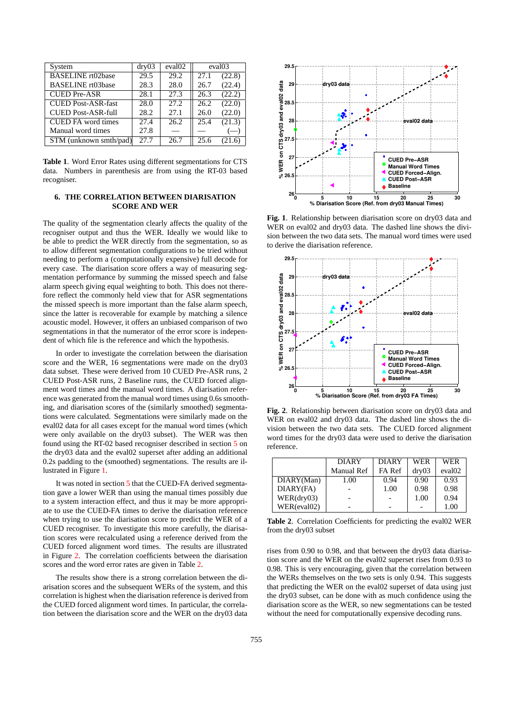| System | dry03 | eval02 | eval03 | |
|---|---|---|---|---|
| BASELINE rt02base | 29.5 | 29.2 | 27.1 | (22.8) |
| BASELINE rt03base | 28.3 | 28.0 | 26.7 | (22.4) |
| CUED Pre-ASR | 28.1 | 27.3 | 26.3 | (22.2) |
| CUED Post-ASR-fast | 28.0 | 27.2 | 26.2 | (22.0) |
| CUED Post-ASR-full | 28.2 | 27.1 | 26.0 | (22.0) |
| CUED FA word times | 27.4 | 26.2 | 25.4 | (21.3) |
| Manual word times | 27.8 | — | — | (—) |
| STM (unknown smth/pad) | 27.7 | 26.7 | 25.6 | (21.6) |

**Table 1**. Word Error Rates using different segmentations for CTS data. Numbers in parenthesis are from using the RT-03 based recogniser.

## 6. THE CORRELATION BETWEEN DIARISATION SCORE AND WER

The quality of the segmentation clearly affects the quality of the recogniser output and thus the WER. Ideally we would like to be able to predict the WER directly from the segmentation, so as to allow different segmentation configurations to be tried without needing to perform a (computationally expensive) full decode for every case. The diarisation score offers a way of measuring segmentation performance by summing the missed speech and false alarm speech giving equal weighting to both. This does not therefore reflect the commonly held view that for ASR segmentations the missed speech is more important than the false alarm speech, since the latter is recoverable for example by matching a silence acoustic model. However, it offers an unbiased comparison of two segmentations in that the numerator of the error score is independent of which file is the reference and which the hypothesis.

In order to investigate the correlation between the diarisation score and the WER, 16 segmentations were made on the dry03 data subset. These were derived from 10 CUED Pre-ASR runs, 2 CUED Post-ASR runs, 2 Baseline runs, the CUED forced alignment word times and the manual word times. A diarisation reference was generated from the manual word times using 0.6s smoothing, and diarisation scores of the (similarly smoothed) segmentations were calculated. Segmentations were similarly made on the eval02 data for all cases except for the manual word times (which were only available on the dry03 subset). The WER was then found using the RT-02 based recogniser described in section 5 on the dry03 data and the eval02 superset after adding an additional 0.2s padding to the (smoothed) segmentations. The results are illustrated in Figure 1.

It was noted in section 5 that the CUED-FA derived segmentation gave a lower WER than using the manual times possibly due to a system interaction effect, and thus it may be more appropriate to use the CUED-FA times to derive the diarisation reference when trying to use the diarisation score to predict the WER of a CUED recogniser. To investigate this more carefully, the diarisation scores were recalculated using a reference derived from the CUED forced alignment word times. The results are illustrated in Figure 2. The correlation coefficients between the diarisation scores and the word error rates are given in Table 2.

The results show there is a strong correlation between the diarisation scores and the subsequent WERs of the system, and this correlation is highest when the diarisation reference is derived from the CUED forced alignment word times. In particular, the correlation between the diarisation score and the WER on the dry03 data rises from 0.90 to 0.98, and that between the dry03 data diarisation score and the WER on the eval02 superset rises from 0.93 to 0.98. This is very encouraging, given that the correlation between the WERs themselves on the two sets is only 0.94. This suggests that predicting the WER on the eval02 superset of data using just the dry03 subset, can be done with as much confidence using the diarisation score as the WER, so new segmentations can be tested without the need for computationally expensive decoding runs.

**Fig. 1**. Relationship between diarisation score on dry03 data and WER on eval02 and dry03 data. The dashed line shows the division between the two data sets. The manual word times were used to derive the diarisation reference.

**Fig. 2**. Relationship between diarisation score on dry03 data and WER on eval02 and dry03 data. The dashed line shows the division between the two data sets. The CUED forced alignment word times for the dry03 data were used to derive the diarisation reference.

| | DIARY Manual Ref | DIARY FA Ref | WER dry03 | WER eval02 |
|---|---|---|---|---|
| DIARY(Man) | 1.00 | 0.94 | 0.90 | 0.93 |
| DIARY(FA) | - | 1.00 | 0.98 | 0.98 |
| WER(dry03) | - | - | 1.00 | 0.94 |
| WER(eval02) | - | - | - | 1.00 |

**Table 2**. Correlation Coefficients for predicting the eval02 WER from the dry03 subset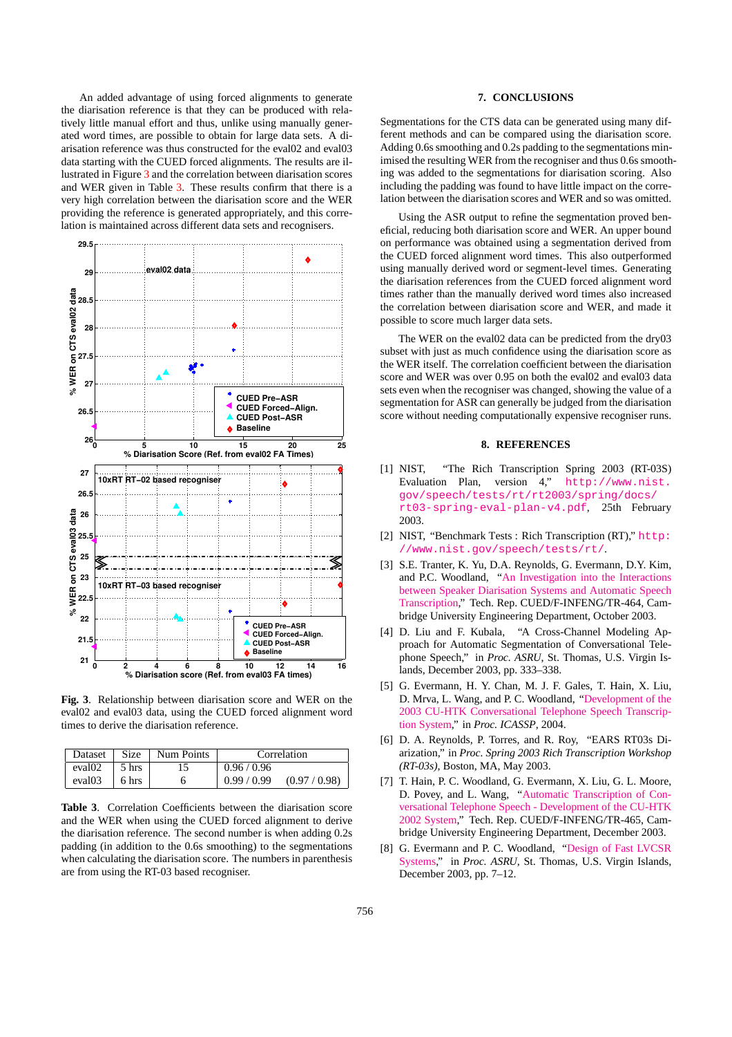An added advantage of using forced alignments to generate the diarisation reference is that they can be produced with relatively little manual effort and thus, unlike using manually generated word times, are possible to obtain for large data sets. A diarisation reference was thus constructed for the eval02 and eval03 data starting with the CUED forced alignments. The results are illustrated in Figure 3 and the correlation between diarisation scores and WER given in Table 3. These results confirm that there is a very high correlation between the diarisation score and the WER providing the reference is generated appropriately, and this correlation is maintained across different data sets and recognisers.

eval02 data

% WER on CTS eval02 data

29.5
29
28.5
28
27.5
27
26.5
26

0
5
10
15
20
25

% Diarisation Score (Ref. from eval02 FA Times)

CUED Pre–ASR
CUED Forced–Align.
CUED Post–ASR
Baseline

10xRT RT–02 based recogniser

10xRT RT–03 based recogniser

% WER on CTS eval03 data

27
26.5
26
25.5
25
23
22.5
22
21.5
21

0
2
4
6
8
10
12
14
16

% Diarisation score (Ref. from eval03 FA times)

CUED Pre–ASR
CUED Forced–Align.
CUED Post–ASR
Baseline

**Fig. 3**. Relationship between diarisation score and WER on the eval02 and eval03 data, using the CUED forced alignment word times to derive the diarisation reference.

| Dataset | Size | Num Points | Correlation |
|---|---|---|---|
| eval02 | 5 hrs | 15 | 0.96 / 0.96 |
| eval03 | 6 hrs | 6 | 0.99 / 0.99    (0.97 / 0.98) |

**Table 3**. Correlation Coefficients between the diarisation score and the WER when using the CUED forced alignment to derive the diarisation reference. The second number is when adding 0.2s padding (in addition to the 0.6s smoothing) to the segmentations when calculating the diarisation score. The numbers in parenthesis are from using the RT-03 based recogniser.

## 7. CONCLUSIONS

Segmentations for the CTS data can be generated using many different methods and can be compared using the diarisation score. Adding 0.6s smoothing and 0.2s padding to the segmentations minimised the resulting WER from the recogniser and thus 0.6s smoothing was added to the segmentations for diarisation scoring. Also including the padding was found to have little impact on the correlation between the diarisation scores and WER and so was omitted.

Using the ASR output to refine the segmentation proved beneficial, reducing both diarisation score and WER. An upper bound on performance was obtained using a segmentation derived from the CUED forced alignment word times. This also outperformed using manually derived word or segment-level times. Generating the diarisation references from the CUED forced alignment word times rather than the manually derived word times also increased the correlation between diarisation score and WER, and made it possible to score much larger data sets.

The WER on the eval02 data can be predicted from the dry03 subset with just as much confidence using the diarisation score as the WER itself. The correlation coefficient between the diarisation score and WER was over 0.95 on both the eval02 and eval03 data sets even when the recogniser was changed, showing the value of a segmentation for ASR can generally be judged from the diarisation score without needing computationally expensive recogniser runs.

## 8. REFERENCES

[1] NIST, "The Rich Transcription Spring 2003 (RT-03S) Evaluation Plan, version 4," http://www.nist.gov/speech/tests/rt/rt2003/spring/docs/rt03-spring-eval-plan-v4.pdf, 25th February 2003.

[2] NIST, "Benchmark Tests : Rich Transcription (RT)," http://www.nist.gov/speech/tests/rt/.

[3] S.E. Tranter, K. Yu, D.A. Reynolds, G. Evermann, D.Y. Kim, and P.C. Woodland, "An Investigation into the Interactions between Speaker Diarisation Systems and Automatic Speech Transcription," Tech. Rep. CUED/F-INFENG/TR-464, Cambridge University Engineering Department, October 2003.

[4] D. Liu and F. Kubala, "A Cross-Channel Modeling Approach for Automatic Segmentation of Conversational Telephone Speech," in *Proc. ASRU*, St. Thomas, U.S. Virgin Islands, December 2003, pp. 333–338.

[5] G. Evermann, H. Y. Chan, M. J. F. Gales, T. Hain, X. Liu, D. Mrva, L. Wang, and P. C. Woodland, "Development of the 2003 CU-HTK Conversational Telephone Speech Transcription System," in *Proc. ICASSP*, 2004.

[6] D. A. Reynolds, P. Torres, and R. Roy, "EARS RT03s Diarization," in *Proc. Spring 2003 Rich Transcription Workshop (RT-03s)*, Boston, MA, May 2003.

[7] T. Hain, P. C. Woodland, G. Evermann, X. Liu, G. L. Moore, D. Povey, and L. Wang, "Automatic Transcription of Conversational Telephone Speech - Development of the CU-HTK 2002 System," Tech. Rep. CUED/F-INFENG/TR-465, Cambridge University Engineering Department, December 2003.

[8] G. Evermann and P. C. Woodland, "Design of Fast LVCSR Systems," in *Proc. ASRU*, St. Thomas, U.S. Virgin Islands, December 2003, pp. 7–12.